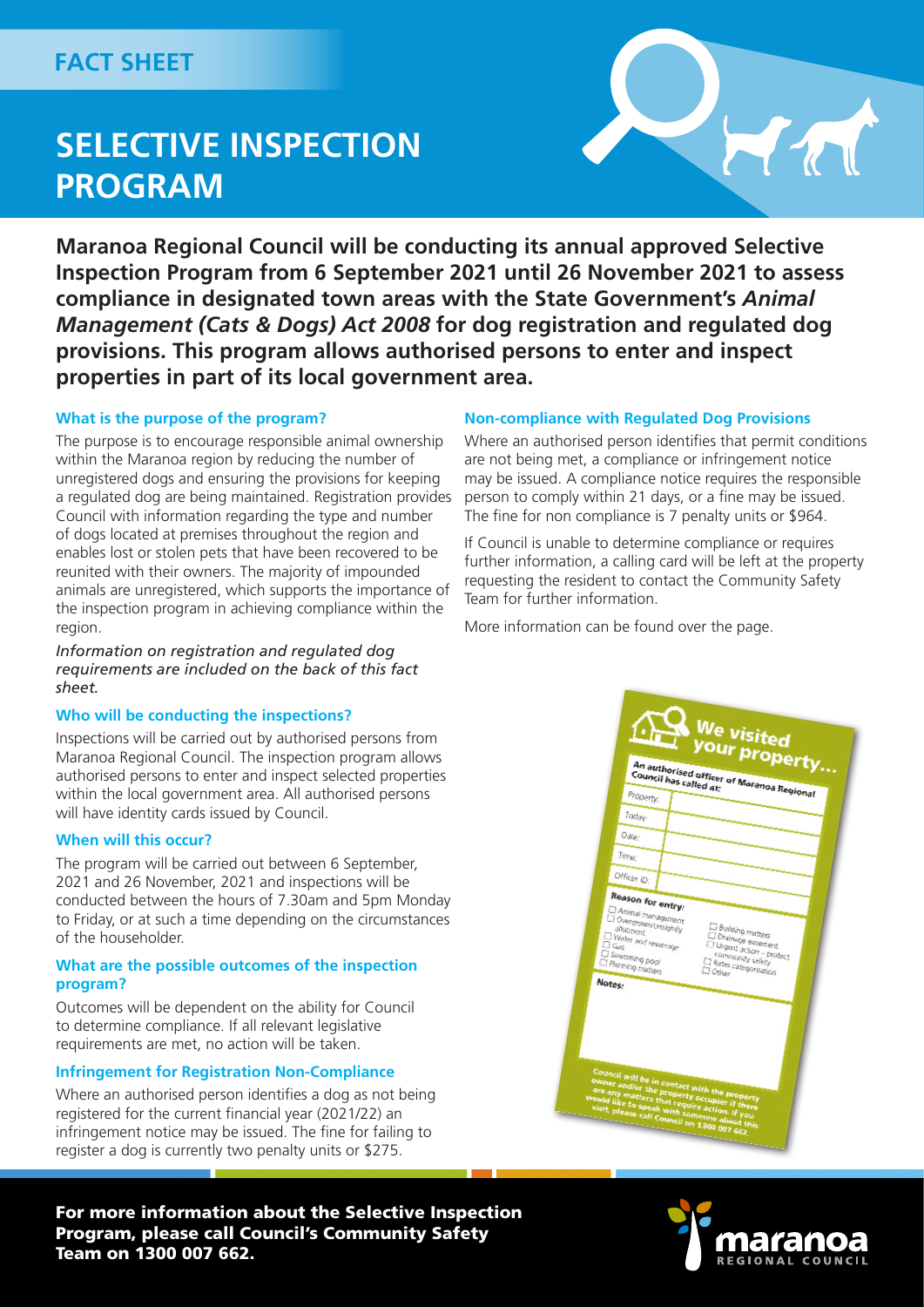FACT SHEET

# SELECTIVE INSPECTION PROGRAM

**Maranoa Regional Council will be conducting its annual approved Selective Inspection Program from 6 September 2021 until 26 November 2021 to assess compliance in designated town areas with the State Government's *Animal Management (Cats & Dogs) Act 2008* for dog registration and regulated dog provisions. This program allows authorised persons to enter and inspect properties in part of its local government area.**

### What is the purpose of the program?

The purpose is to encourage responsible animal ownership within the Maranoa region by reducing the number of unregistered dogs and ensuring the provisions for keeping a regulated dog are being maintained. Registration provides Council with information regarding the type and number of dogs located at premises throughout the region and enables lost or stolen pets that have been recovered to be reunited with their owners. The majority of impounded animals are unregistered, which supports the importance of the inspection program in achieving compliance within the region.

*Information on registration and regulated dog requirements are included on the back of this fact sheet.*

### Who will be conducting the inspections?

Inspections will be carried out by authorised persons from Maranoa Regional Council. The inspection program allows authorised persons to enter and inspect selected properties within the local government area. All authorised persons will have identity cards issued by Council.

### When will this occur?

The program will be carried out between 6 September, 2021 and 26 November, 2021 and inspections will be conducted between the hours of 7.30am and 5pm Monday to Friday, or at such a time depending on the circumstances of the householder.

### What are the possible outcomes of the inspection program?

Outcomes will be dependent on the ability for Council to determine compliance. If all relevant legislative requirements are met, no action will be taken.

### Infringement for Registration Non-Compliance

Where an authorised person identifies a dog as not being registered for the current financial year (2021/22) an infringement notice may be issued. The fine for failing to register a dog is currently two penalty units or $275.

### Non-compliance with Regulated Dog Provisions

Where an authorised person identifies that permit conditions are not being met, a compliance or infringement notice may be issued. A compliance notice requires the responsible person to comply within 21 days, or a fine may be issued. The fine for non compliance is 7 penalty units or $964.

If Council is unable to determine compliance or requires further information, a calling card will be left at the property requesting the resident to contact the Community Safety Team for further information.

More information can be found over the page.

**For more information about the Selective Inspection Program, please call Council's Community Safety Team on 1300 007 662.**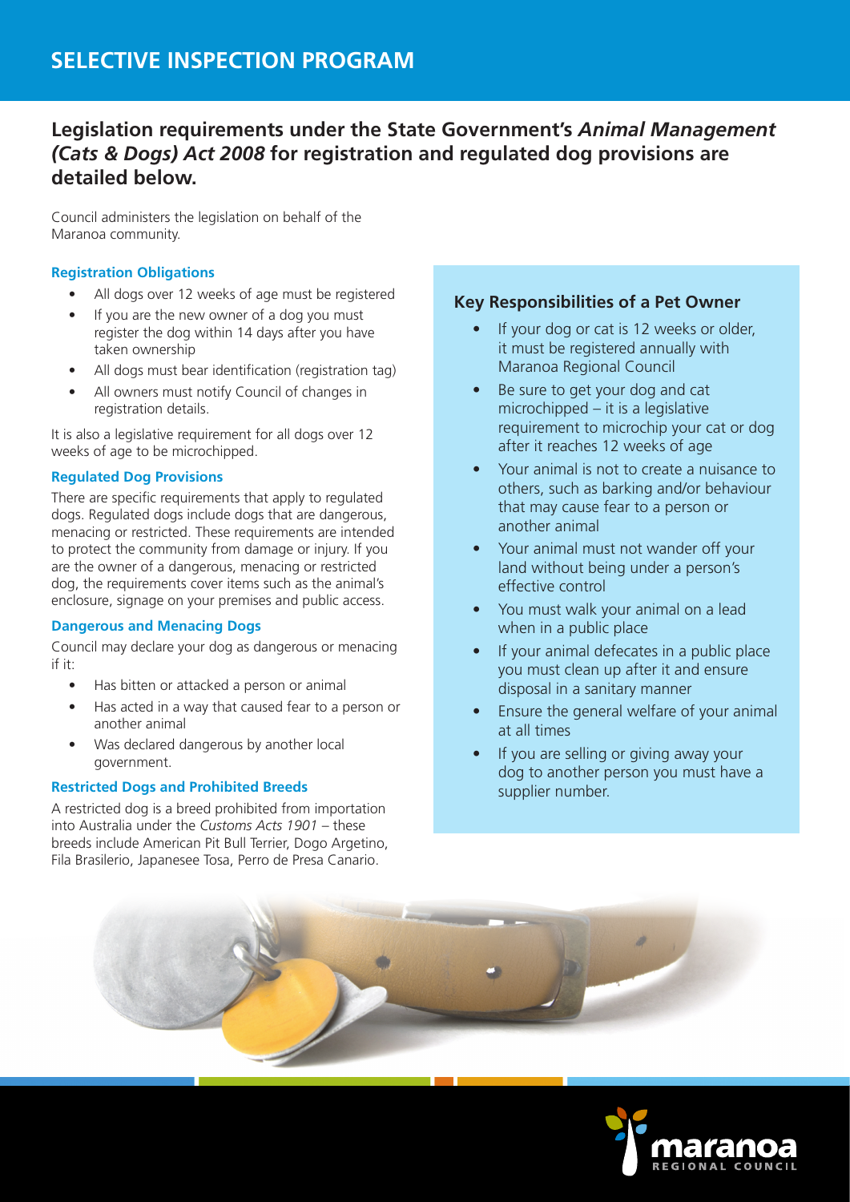# SELECTIVE INSPECTION PROGRAM

## Legislation requirements under the State Government's *Animal Management (Cats & Dogs) Act 2008* for registration and regulated dog provisions are detailed below.

Council administers the legislation on behalf of the Maranoa community.

### Registration Obligations

- All dogs over 12 weeks of age must be registered
- If you are the new owner of a dog you must register the dog within 14 days after you have taken ownership
- All dogs must bear identification (registration tag)
- All owners must notify Council of changes in registration details.

It is also a legislative requirement for all dogs over 12 weeks of age to be microchipped.

### Regulated Dog Provisions

There are specific requirements that apply to regulated dogs. Regulated dogs include dogs that are dangerous, menacing or restricted. These requirements are intended to protect the community from damage or injury. If you are the owner of a dangerous, menacing or restricted dog, the requirements cover items such as the animal's enclosure, signage on your premises and public access.

### Dangerous and Menacing Dogs

Council may declare your dog as dangerous or menacing if it:

- Has bitten or attacked a person or animal
- Has acted in a way that caused fear to a person or another animal
- Was declared dangerous by another local government.

### Restricted Dogs and Prohibited Breeds

A restricted dog is a breed prohibited from importation into Australia under the *Customs Acts 1901* – these breeds include American Pit Bull Terrier, Dogo Argetino, Fila Brasilerio, Japanesee Tosa, Perro de Presa Canario.

### Key Responsibilities of a Pet Owner

- If your dog or cat is 12 weeks or older, it must be registered annually with Maranoa Regional Council
- Be sure to get your dog and cat microchipped – it is a legislative requirement to microchip your cat or dog after it reaches 12 weeks of age
- Your animal is not to create a nuisance to others, such as barking and/or behaviour that may cause fear to a person or another animal
- Your animal must not wander off your land without being under a person's effective control
- You must walk your animal on a lead when in a public place
- If your animal defecates in a public place you must clean up after it and ensure disposal in a sanitary manner
- Ensure the general welfare of your animal at all times
- If you are selling or giving away your dog to another person you must have a supplier number.

maranoa
REGIONAL COUNCIL